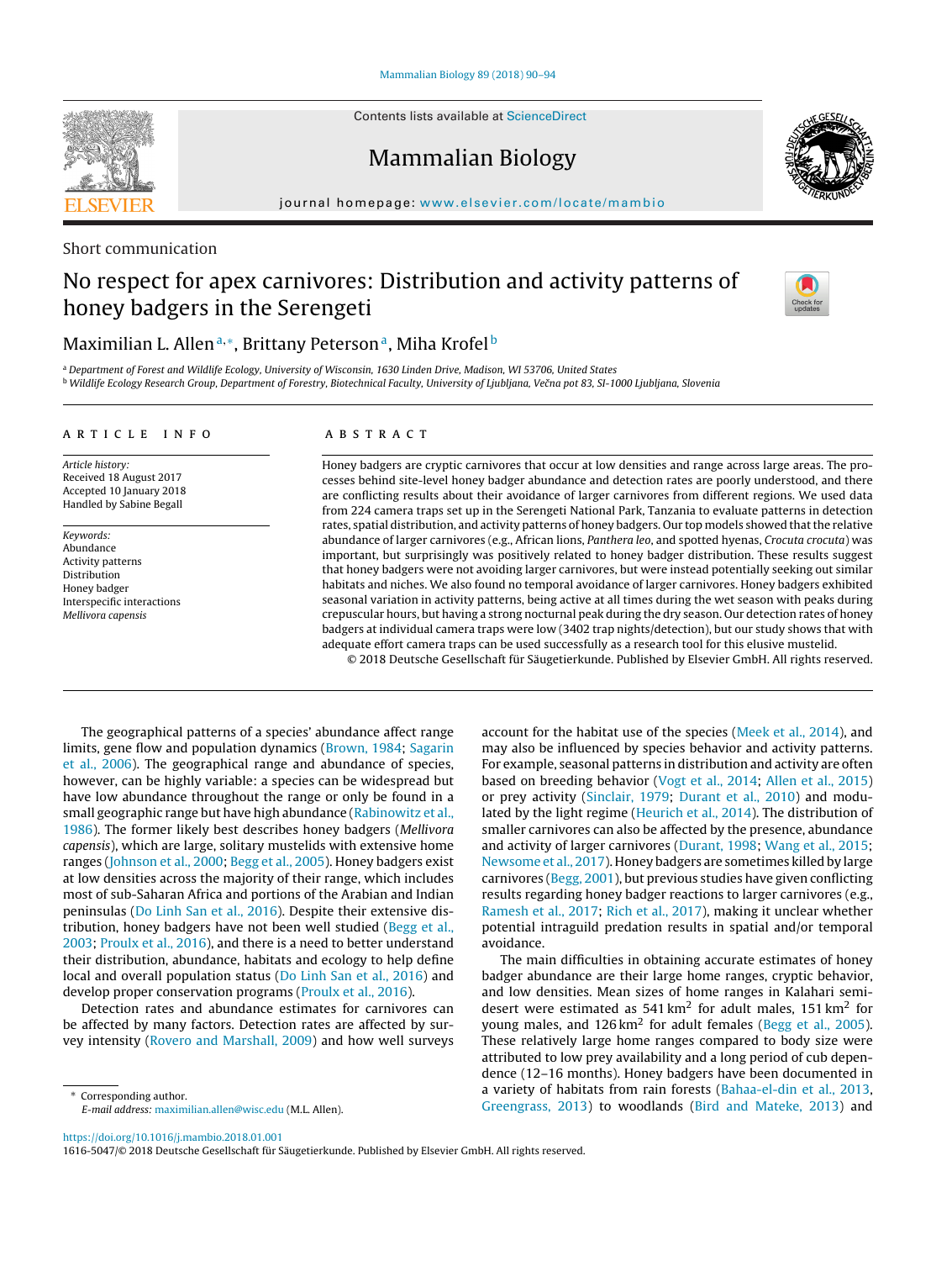Short communication

# No respect for apex carnivores: Distribution and activity patterns of honey badgers in the Serengeti

Maximilian L. Allen[a,*], Brittany Peterson[a], Miha Krofel[b]

[a] Department of Forest and Wildlife Ecology, University of Wisconsin, 1630 Linden Drive, Madison, WI 53706, United States

[b] Wildlife Ecology Research Group, Department of Forestry, Biotechnical Faculty, University of Ljubljana, Večna pot 83, SI-1000 Ljubljana, Slovenia

## ARTICLE INFO

*Article history:*
Received 18 August 2017
Accepted 10 January 2018
Handled by Sabine Begall

*Keywords:*
Abundance
Activity patterns
Distribution
Honey badger
Interspecific interactions
*Mellivora capensis*

## ABSTRACT

Honey badgers are cryptic carnivores that occur at low densities and range across large areas. The processes behind site-level honey badger abundance and detection rates are poorly understood, and there are conflicting results about their avoidance of larger carnivores from different regions. We used data from 224 camera traps set up in the Serengeti National Park, Tanzania to evaluate patterns in detection rates, spatial distribution, and activity patterns of honey badgers. Our top models showed that the relative abundance of larger carnivores (e.g., African lions, *Panthera leo*, and spotted hyenas, *Crocuta crocuta*) was important, but surprisingly was positively related to honey badger distribution. These results suggest that honey badgers were not avoiding larger carnivores, but were instead potentially seeking out similar habitats and niches. We also found no temporal avoidance of larger carnivores. Honey badgers exhibited seasonal variation in activity patterns, being active at all times during the wet season with peaks during crepuscular hours, but having a strong nocturnal peak during the dry season. Our detection rates of honey badgers at individual camera traps were low (3402 trap nights/detection), but our study shows that with adequate effort camera traps can be used successfully as a research tool for this elusive mustelid.

© 2018 Deutsche Gesellschaft für Säugetierkunde. Published by Elsevier GmbH. All rights reserved.

The geographical patterns of a species' abundance affect range limits, gene flow and population dynamics (Brown, 1984; Sagarin et al., 2006). The geographical range and abundance of species, however, can be highly variable: a species can be widespread but have low abundance throughout the range or only be found in a small geographic range but have high abundance (Rabinowitz et al., 1986). The former likely best describes honey badgers (*Mellivora capensis*), which are large, solitary mustelids with extensive home ranges (Johnson et al., 2000; Begg et al., 2005). Honey badgers exist at low densities across the majority of their range, which includes most of sub-Saharan Africa and portions of the Arabian and Indian peninsulas (Do Linh San et al., 2016). Despite their extensive distribution, honey badgers have not been well studied (Begg et al., 2003; Proulx et al., 2016), and there is a need to better understand their distribution, abundance, habitats and ecology to help define local and overall population status (Do Linh San et al., 2016) and develop proper conservation programs (Proulx et al., 2016).

Detection rates and abundance estimates for carnivores can be affected by many factors. Detection rates are affected by survey intensity (Rovero and Marshall, 2009) and how well surveys account for the habitat use of the species (Meek et al., 2014), and may also be influenced by species behavior and activity patterns. For example, seasonal patterns in distribution and activity are often based on breeding behavior (Vogt et al., 2014; Allen et al., 2015) or prey activity (Sinclair, 1979; Durant et al., 2010) and modulated by the light regime (Heurich et al., 2014). The distribution of smaller carnivores can also be affected by the presence, abundance and activity of larger carnivores (Durant, 1998; Wang et al., 2015; Newsome et al., 2017). Honey badgers are sometimes killed by large carnivores (Begg, 2001), but previous studies have given conflicting results regarding honey badger reactions to larger carnivores (e.g., Ramesh et al., 2017; Rich et al., 2017), making it unclear whether potential intraguild predation results in spatial and/or temporal avoidance.

The main difficulties in obtaining accurate estimates of honey badger abundance are their large home ranges, cryptic behavior, and low densities. Mean sizes of home ranges in Kalahari semi-desert were estimated as 541 $km^2$ for adult males, 151 $km^2$ for young males, and 126 $km^2$ for adult females (Begg et al., 2005). These relatively large home ranges compared to body size were attributed to low prey availability and a long period of cub dependence (12–16 months). Honey badgers have been documented in a variety of habitats from rain forests (Bahaa-el-din et al., 2013, Greengrass, 2013) to woodlands (Bird and Mateke, 2013) and

\* Corresponding author.
*E-mail address:* maximilian.allen@wisc.edu (M.L. Allen).

https://doi.org/10.1016/j.mambio.2018.01.001
1616-5047/© 2018 Deutsche Gesellschaft für Säugetierkunde. Published by Elsevier GmbH. All rights reserved.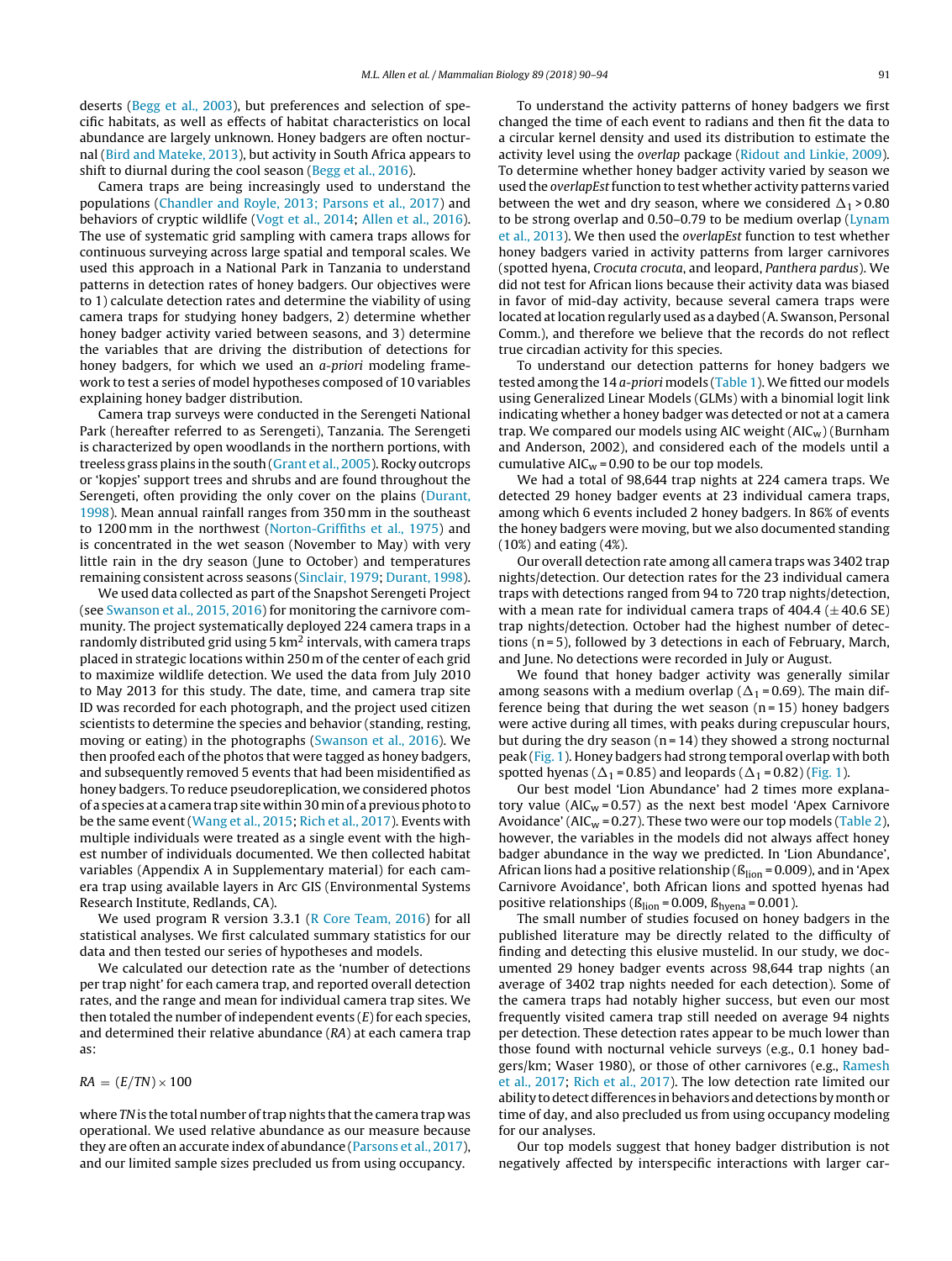deserts (Begg et al., 2003), but preferences and selection of specific habitats, as well as effects of habitat characteristics on local abundance are largely unknown. Honey badgers are often nocturnal (Bird and Mateke, 2013), but activity in South Africa appears to shift to diurnal during the cool season (Begg et al., 2016).

Camera traps are being increasingly used to understand the populations (Chandler and Royle, 2013; Parsons et al., 2017) and behaviors of cryptic wildlife (Vogt et al., 2014; Allen et al., 2016). The use of systematic grid sampling with camera traps allows for continuous surveying across large spatial and temporal scales. We used this approach in a National Park in Tanzania to understand patterns in detection rates of honey badgers. Our objectives were to 1) calculate detection rates and determine the viability of using camera traps for studying honey badgers, 2) determine whether honey badger activity varied between seasons, and 3) determine the variables that are driving the distribution of detections for honey badgers, for which we used an *a-priori* modeling framework to test a series of model hypotheses composed of 10 variables explaining honey badger distribution.

Camera trap surveys were conducted in the Serengeti National Park (hereafter referred to as Serengeti), Tanzania. The Serengeti is characterized by open woodlands in the northern portions, with treeless grass plains in the south (Grant et al., 2005). Rocky outcrops or 'kopjes' support trees and shrubs and are found throughout the Serengeti, often providing the only cover on the plains (Durant, 1998). Mean annual rainfall ranges from 350 mm in the southeast to 1200 mm in the northwest (Norton-Griffiths et al., 1975) and is concentrated in the wet season (November to May) with very little rain in the dry season (June to October) and temperatures remaining consistent across seasons (Sinclair, 1979; Durant, 1998).

We used data collected as part of the Snapshot Serengeti Project (see Swanson et al., 2015, 2016) for monitoring the carnivore community. The project systematically deployed 224 camera traps in a randomly distributed grid using 5 km$^2$ intervals, with camera traps placed in strategic locations within 250 m of the center of each grid to maximize wildlife detection. We used the data from July 2010 to May 2013 for this study. The date, time, and camera trap site ID was recorded for each photograph, and the project used citizen scientists to determine the species and behavior (standing, resting, moving or eating) in the photographs (Swanson et al., 2016). We then proofed each of the photos that were tagged as honey badgers, and subsequently removed 5 events that had been misidentified as honey badgers. To reduce pseudoreplication, we considered photos of a species at a camera trap site within 30 min of a previous photo to be the same event (Wang et al., 2015; Rich et al., 2017). Events with multiple individuals were treated as a single event with the highest number of individuals documented. We then collected habitat variables (Appendix A in Supplementary material) for each camera trap using available layers in Arc GIS (Environmental Systems Research Institute, Redlands, CA).

We used program R version 3.3.1 (R Core Team, 2016) for all statistical analyses. We first calculated summary statistics for our data and then tested our series of hypotheses and models.

We calculated our detection rate as the 'number of detections per trap night' for each camera trap, and reported overall detection rates, and the range and mean for individual camera trap sites. We then totaled the number of independent events ($E$) for each species, and determined their relative abundance ($RA$) at each camera trap as:

$$RA = (E/TN) \times 100$$

where $TN$ is the total number of trap nights that the camera trap was operational. We used relative abundance as our measure because they are often an accurate index of abundance (Parsons et al., 2017), and our limited sample sizes precluded us from using occupancy.

To understand the activity patterns of honey badgers we first changed the time of each event to radians and then fit the data to a circular kernel density and used its distribution to estimate the activity level using the *overlap* package (Ridout and Linkie, 2009). To determine whether honey badger activity varied by season we used the *overlapEst* function to test whether activity patterns varied between the wet and dry season, where we considered $\Delta_1 > 0.80$ to be strong overlap and 0.50–0.79 to be medium overlap (Lynam et al., 2013). We then used the *overlapEst* function to test whether honey badgers varied in activity patterns from larger carnivores (spotted hyena, *Crocuta crocuta*, and leopard, *Panthera pardus*). We did not test for African lions because their activity data was biased in favor of mid-day activity, because several camera traps were located at location regularly used as a daybed (A. Swanson, Personal Comm.), and therefore we believe that the records do not reflect true circadian activity for this species.

To understand our detection patterns for honey badgers we tested among the 14 *a-priori* models (Table 1). We fitted our models using Generalized Linear Models (GLMs) with a binomial logit link indicating whether a honey badger was detected or not at a camera trap. We compared our models using AIC weight ($AIC_w$) (Burnham and Anderson, 2002), and considered each of the models until a cumulative $AIC_w = 0.90$ to be our top models.

We had a total of 98,644 trap nights at 224 camera traps. We detected 29 honey badger events at 23 individual camera traps, among which 6 events included 2 honey badgers. In 86% of events the honey badgers were moving, but we also documented standing (10%) and eating (4%).

Our overall detection rate among all camera traps was 3402 trap nights/detection. Our detection rates for the 23 individual camera traps with detections ranged from 94 to 720 trap nights/detection, with a mean rate for individual camera traps of 404.4 (±40.6 SE) trap nights/detection. October had the highest number of detections (n = 5), followed by 3 detections in each of February, March, and June. No detections were recorded in July or August.

We found that honey badger activity was generally similar among seasons with a medium overlap ($\Delta_1 = 0.69$). The main difference being that during the wet season (n = 15) honey badgers were active during all times, with peaks during crepuscular hours, but during the dry season (n = 14) they showed a strong nocturnal peak (Fig. 1). Honey badgers had strong temporal overlap with both spotted hyenas ($\Delta_1 = 0.85$) and leopards ($\Delta_1 = 0.82$) (Fig. 1).

Our best model 'Lion Abundance' had 2 times more explanatory value ($AIC_w = 0.57$) as the next best model 'Apex Carnivore Avoidance' ($AIC_w = 0.27$). These two were our top models (Table 2), however, the variables in the models did not always affect honey badger abundance in the way we predicted. In 'Lion Abundance', African lions had a positive relationship ($ß_{lion} = 0.009$), and in 'Apex Carnivore Avoidance', both African lions and spotted hyenas had positive relationships ($ß_{lion} = 0.009$, $ß_{hyena} = 0.001$).

The small number of studies focused on honey badgers in the published literature may be directly related to the difficulty of finding and detecting this elusive mustelid. In our study, we documented 29 honey badger events across 98,644 trap nights (an average of 3402 trap nights needed for each detection). Some of the camera traps had notably higher success, but even our most frequently visited camera trap still needed on average 94 nights per detection. These detection rates appear to be much lower than those found with nocturnal vehicle surveys (e.g., 0.1 honey badgers/km; Waser 1980), or those of other carnivores (e.g., Ramesh et al., 2017; Rich et al., 2017). The low detection rate limited our ability to detect differences in behaviors and detections by month or time of day, and also precluded us from using occupancy modeling for our analyses.

Our top models suggest that honey badger distribution is not negatively affected by interspecific interactions with larger car-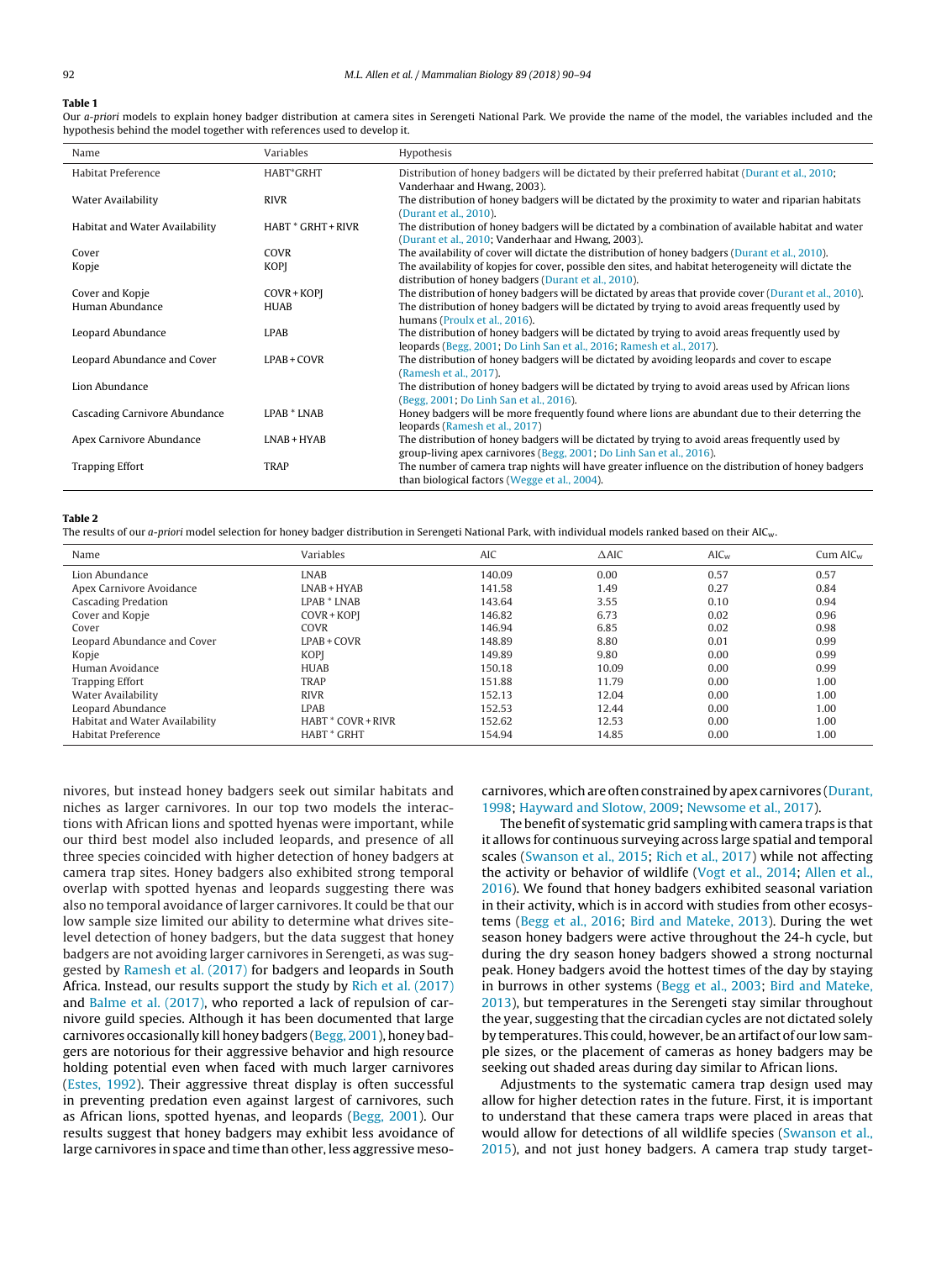**Table 1**
Our *a-priori* models to explain honey badger distribution at camera sites in Serengeti National Park. We provide the name of the model, the variables included and the hypothesis behind the model together with references used to develop it.

| Name | Variables | Hypothesis |
|---|---|---|
| Habitat Preference | HABT*GRHT | Distribution of honey badgers will be dictated by their preferred habitat (Durant et al., 2010; Vanderhaar and Hwang, 2003). |
| Water Availability | RIVR | The distribution of honey badgers will be dictated by the proximity to water and riparian habitats (Durant et al., 2010). |
| Habitat and Water Availability | HABT * GRHT + RIVR | The distribution of honey badgers will be dictated by a combination of available habitat and water (Durant et al., 2010; Vanderhaar and Hwang, 2003). |
| Cover | COVR | The availability of cover will dictate the distribution of honey badgers (Durant et al., 2010). |
| Kopje | KOPJ | The availability of kopjes for cover, possible den sites, and habitat heterogeneity will dictate the distribution of honey badgers (Durant et al., 2010). |
| Cover and Kopje | COVR + KOPJ | The distribution of honey badgers will be dictated by areas that provide cover (Durant et al., 2010). |
| Human Abundance | HUAB | The distribution of honey badgers will be dictated by trying to avoid areas frequently used by humans (Proulx et al., 2016). |
| Leopard Abundance | LPAB | The distribution of honey badgers will be dictated by trying to avoid areas frequently used by leopards (Begg, 2001; Do Linh San et al., 2016; Ramesh et al., 2017). |
| Leopard Abundance and Cover | LPAB + COVR | The distribution of honey badgers will be dictated by avoiding leopards and cover to escape (Ramesh et al., 2017). |
| Lion Abundance | | The distribution of honey badgers will be dictated by trying to avoid areas used by African lions (Begg, 2001; Do Linh San et al., 2016). |
| Cascading Carnivore Abundance | LPAB * LNAB | Honey badgers will be more frequently found where lions are abundant due to their deterring the leopards (Ramesh et al., 2017) |
| Apex Carnivore Abundance | LNAB + HYAB | The distribution of honey badgers will be dictated by trying to avoid areas frequently used by group-living apex carnivores (Begg, 2001; Do Linh San et al., 2016). |
| Trapping Effort | TRAP | The number of camera trap nights will have greater influence on the distribution of honey badgers than biological factors (Wegge et al., 2004). |

**Table 2**
The results of our *a-priori* model selection for honey badger distribution in Serengeti National Park, with individual models ranked based on their $AIC_w$.

| Name | Variables | AIC | ΔAIC | $AIC_w$ | Cum $AIC_w$ |
|---|---|---|---|---|---|
| Lion Abundance | LNAB | 140.09 | 0.00 | 0.57 | 0.57 |
| Apex Carnivore Avoidance | LNAB + HYAB | 141.58 | 1.49 | 0.27 | 0.84 |
| Cascading Predation | LPAB * LNAB | 143.64 | 3.55 | 0.10 | 0.94 |
| Cover and Kopje | COVR + KOPJ | 146.82 | 6.73 | 0.02 | 0.96 |
| Cover | COVR | 146.94 | 6.85 | 0.02 | 0.98 |
| Leopard Abundance and Cover | LPAB + COVR | 148.89 | 8.80 | 0.01 | 0.99 |
| Kopje | KOPJ | 149.89 | 9.80 | 0.00 | 0.99 |
| Human Avoidance | HUAB | 150.18 | 10.09 | 0.00 | 0.99 |
| Trapping Effort | TRAP | 151.88 | 11.79 | 0.00 | 1.00 |
| Water Availability | RIVR | 152.13 | 12.04 | 0.00 | 1.00 |
| Leopard Abundance | LPAB | 152.53 | 12.44 | 0.00 | 1.00 |
| Habitat and Water Availability | HABT * COVR + RIVR | 152.62 | 12.53 | 0.00 | 1.00 |
| Habitat Preference | HABT * GRHT | 154.94 | 14.85 | 0.00 | 1.00 |

nivores, but instead honey badgers seek out similar habitats and niches as larger carnivores. In our top two models the interactions with African lions and spotted hyenas were important, while our third best model also included leopards, and presence of all three species coincided with higher detection of honey badgers at camera trap sites. Honey badgers also exhibited strong temporal overlap with spotted hyenas and leopards suggesting there was also no temporal avoidance of larger carnivores. It could be that our low sample size limited our ability to determine what drives site-level detection of honey badgers, but the data suggest that honey badgers are not avoiding larger carnivores in Serengeti, as was suggested by Ramesh et al. (2017) for badgers and leopards in South Africa. Instead, our results support the study by Rich et al. (2017) and Balme et al. (2017), who reported a lack of repulsion of carnivore guild species. Although it has been documented that large carnivores occasionally kill honey badgers (Begg, 2001), honey badgers are notorious for their aggressive behavior and high resource holding potential even when faced with much larger carnivores (Estes, 1992). Their aggressive threat display is often successful in preventing predation even against largest of carnivores, such as African lions, spotted hyenas, and leopards (Begg, 2001). Our results suggest that honey badgers may exhibit less avoidance of large carnivores in space and time than other, less aggressive mesocarnivores, which are often constrained by apex carnivores (Durant, 1998; Hayward and Slotow, 2009; Newsome et al., 2017).

The benefit of systematic grid sampling with camera traps is that it allows for continuous surveying across large spatial and temporal scales (Swanson et al., 2015; Rich et al., 2017) while not affecting the activity or behavior of wildlife (Vogt et al., 2014; Allen et al., 2016). We found that honey badgers exhibited seasonal variation in their activity, which is in accord with studies from other ecosystems (Begg et al., 2016; Bird and Mateke, 2013). During the wet season honey badgers were active throughout the 24-h cycle, but during the dry season honey badgers showed a strong nocturnal peak. Honey badgers avoid the hottest times of the day by staying in burrows in other systems (Begg et al., 2003; Bird and Mateke, 2013), but temperatures in the Serengeti stay similar throughout the year, suggesting that the circadian cycles are not dictated solely by temperatures. This could, however, be an artifact of our low sample sizes, or the placement of cameras as honey badgers may be seeking out shaded areas during day similar to African lions.

Adjustments to the systematic camera trap design used may allow for higher detection rates in the future. First, it is important to understand that these camera traps were placed in areas that would allow for detections of all wildlife species (Swanson et al., 2015), and not just honey badgers. A camera trap study target-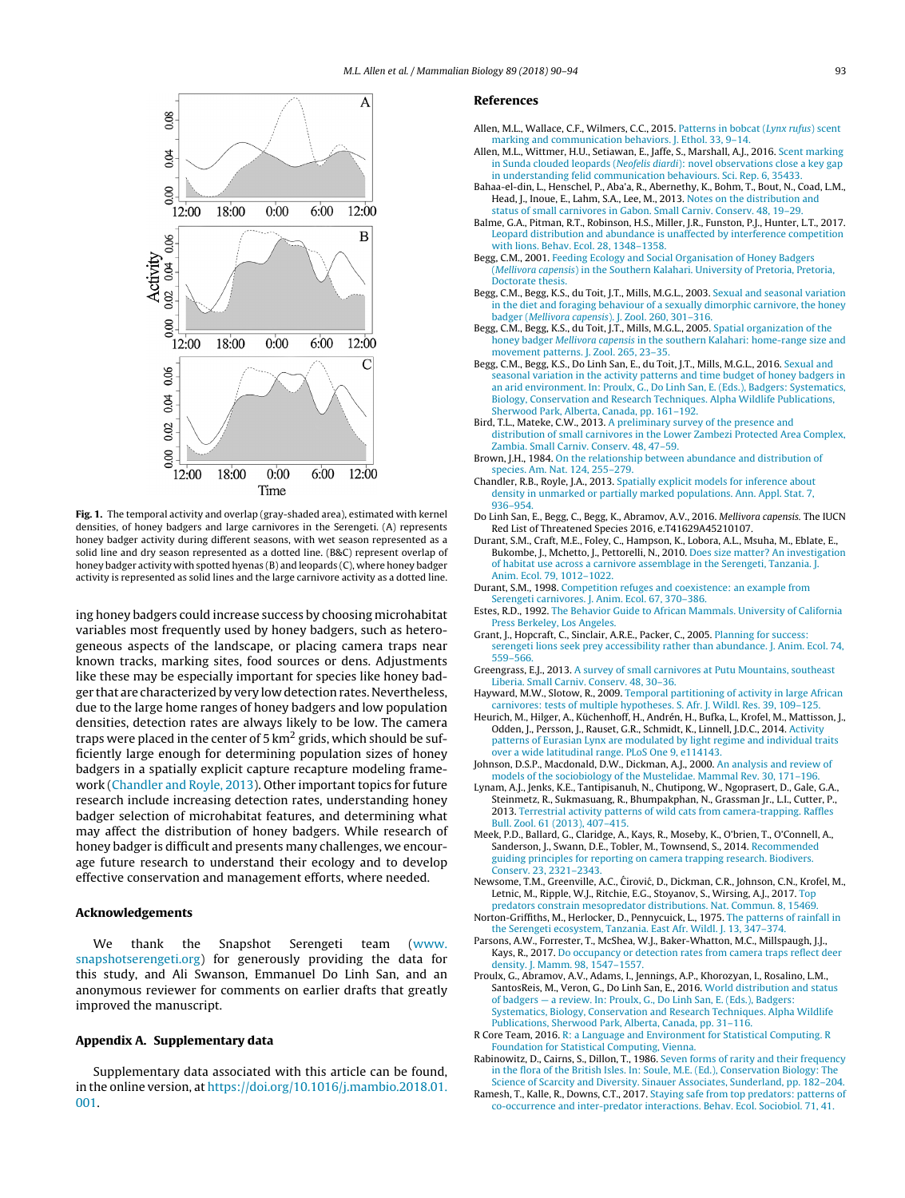**Fig. 1.** The temporal activity and overlap (gray-shaded area), estimated with kernel densities, of honey badgers and large carnivores in the Serengeti. (A) represents honey badger activity during different seasons, with wet season represented as a solid line and dry season represented as a dotted line. (B&C) represent overlap of honey badger activity with spotted hyenas (B) and leopards (C), where honey badger activity is represented as solid lines and the large carnivore activity as a dotted line.

ing honey badgers could increase success by choosing microhabitat variables most frequently used by honey badgers, such as heterogeneous aspects of the landscape, or placing camera traps near known tracks, marking sites, food sources or dens. Adjustments like these may be especially important for species like honey badger that are characterized by very low detection rates. Nevertheless, due to the large home ranges of honey badgers and low population densities, detection rates are always likely to be low. The camera traps were placed in the center of 5 km$^2$ grids, which should be sufficiently large enough for determining population sizes of honey badgers in a spatially explicit capture recapture modeling framework (Chandler and Royle, 2013). Other important topics for future research include increasing detection rates, understanding honey badger selection of microhabitat features, and determining what may affect the distribution of honey badgers. While research of honey badger is difficult and presents many challenges, we encourage future research to understand their ecology and to develop effective conservation and management efforts, where needed.

## Acknowledgements

We thank the Snapshot Serengeti team (www.snapshotserengeti.org) for generously providing the data for this study, and Ali Swanson, Emmanuel Do Linh San, and an anonymous reviewer for comments on earlier drafts that greatly improved the manuscript.

## Appendix A. Supplementary data

Supplementary data associated with this article can be found, in the online version, at https://doi.org/10.1016/j.mambio.2018.01.001.

## References

Allen, M.L., Wallace, C.F., Wilmers, C.C., 2015. Patterns in bobcat (*Lynx rufus*) scent marking and communication behaviors. J. Ethol. 33, 9–14.

Allen, M.L., Wittmer, H.U., Setiawan, E., Jaffe, S., Marshall, A.J., 2016. Scent marking in Sunda clouded leopards (*Neofelis diardi*): novel observations close a key gap in understanding felid communication behaviours. Sci. Rep. 6, 35433.

Bahaa-el-din, L., Henschel, P., Aba'a, R., Abernethy, K., Bohm, T., Bout, N., Coad, L.M., Head, J., Inoue, E., Lahm, S.A., Lee, M., 2013. Notes on the distribution and status of small carnivores in Gabon. Small Carniv. Conserv. 48, 19–29.

Balme, G.A., Pitman, R.T., Robinson, H.S., Miller, J.R., Funston, P.J., Hunter, L.T., 2017. Leopard distribution and abundance is unaffected by interference competition with lions. Behav. Ecol. 28, 1348–1358.

Begg, C.M., 2001. Feeding Ecology and Social Organisation of Honey Badgers (*Mellivora capensis*) in the Southern Kalahari. University of Pretoria, Pretoria, Doctorate thesis.

Begg, C.M., Begg, K.S., du Toit, J.T., Mills, M.G.L., 2003. Sexual and seasonal variation in the diet and foraging behaviour of a sexually dimorphic carnivore, the honey badger (*Mellivora capensis*). J. Zool. 260, 301–316.

Begg, C.M., Begg, K.S., du Toit, J.T., Mills, M.G.L., 2005. Spatial organization of the honey badger *Mellivora capensis* in the southern Kalahari: home-range size and movement patterns. J. Zool. 265, 23–35.

Begg, C.M., Begg, K.S., Do Linh San, E., du Toit, J.T., Mills, M.G.L., 2016. Sexual and seasonal variation in the activity patterns and time budget of honey badgers in an arid environment. In: Proulx, G., Do Linh San, E. (Eds.), Badgers: Systematics, Biology, Conservation and Research Techniques. Alpha Wildlife Publications, Sherwood Park, Alberta, Canada, pp. 161–192.

Bird, T.L., Mateke, C.W., 2013. A preliminary survey of the presence and distribution of small carnivores in the Lower Zambezi Protected Area Complex, Zambia. Small Carniv. Conserv. 48, 47–59.

Brown, J.H., 1984. On the relationship between abundance and distribution of species. Am. Nat. 124, 255–279.

Chandler, R.B., Royle, J.A., 2013. Spatially explicit models for inference about density in unmarked or partially marked populations. Ann. Appl. Stat. 7, 936–954.

Do Linh San, E., Begg, C., Begg, K., Abramov, A.V., 2016. *Mellivora capensis*. The IUCN Red List of Threatened Species 2016, e.T41629A45210107.

Durant, S.M., Craft, M.E., Foley, C., Hampson, K., Lobora, A.L., Msuha, M., Eblate, E., Bukombe, J., Mchetto, J., Pettorelli, N., 2010. Does size matter? An investigation of habitat use across a carnivore assemblage in the Serengeti, Tanzania. J. Anim. Ecol. 79, 1012–1022.

Durant, S.M., 1998. Competition refuges and coexistence: an example from Serengeti carnivores. J. Anim. Ecol. 67, 370–386.

Estes, R.D., 1992. The Behavior Guide to African Mammals. University of California Press Berkeley, Los Angeles.

Grant, J., Hopcraft, C., Sinclair, A.R.E., Packer, C., 2005. Planning for success: serengeti lions seek prey accessibility rather than abundance. J. Anim. Ecol. 74, 559–566.

Greengrass, E.J., 2013. A survey of small carnivores at Putu Mountains, southeast Liberia. Small Carniv. Conserv. 48, 30–36.

Hayward, M.W., Slotow, R., 2009. Temporal partitioning of activity in large African carnivores: tests of multiple hypotheses. S. Afr. J. Wildl. Res. 39, 109–125.

Heurich, M., Hilger, A., Küchenhoff, H., Andrén, H., Bufka, L., Krofel, M., Mattisson, J., Odden, J., Persson, J., Rauset, G.R., Schmidt, K., Linnell, J.D.C., 2014. Activity patterns of Eurasian Lynx are modulated by light regime and individual traits over a wide latitudinal range. PLoS One 9, e114143.

Johnson, D.S.P., Macdonald, D.W., Dickman, A.J., 2000. An analysis and review of models of the sociobiology of the Mustelidae. Mammal Rev. 30, 171–196.

Lynam, A.J., Jenks, K.E., Tantipisanuh, N., Chutipong, W., Ngoprasert, D., Gale, G.A., Steinmetz, R., Sukmasuang, R., Bhumpakphan, N., Grassman Jr., L.I., Cutter, P., 2013. Terrestrial activity patterns of wild cats from camera-trapping. Raffles Bull. Zool. 61 (2013), 407–415.

Meek, P.D., Ballard, G., Claridge, A., Kays, R., Moseby, K., O'brien, T., O'Connell, A., Sanderson, J., Swann, D.E., Tobler, M., Townsend, S., 2014. Recommended guiding principles for reporting on camera trapping research. Biodivers. Conserv. 23, 2321–2343.

Newsome, T.M., Greenville, A.C., Ćirović, D., Dickman, C.R., Johnson, C.N., Krofel, M., Letnic, M., Ripple, W.J., Ritchie, E.G., Stoyanov, S., Wirsing, A.J., 2017. Top predators constrain mesopredator distributions. Nat. Commun. 8, 15469.

Norton-Griffiths, M., Herlocker, D., Pennycuick, L., 1975. The patterns of rainfall in the Serengeti ecosystem, Tanzania. East Afr. Wildl. J. 13, 347–374.

Parsons, A.W., Forrester, T., McShea, W.J., Baker-Whatton, M.C., Millspaugh, J.J., Kays, R., 2017. Do occupancy or detection rates from camera traps reflect deer density. J. Mamm. 98, 1547–1557.

Proulx, G., Abramov, A.V., Adams, I., Jennings, A.P., Khorozyan, I., Rosalino, L.M., SantosReis, M., Veron, G., Do Linh San, E., 2016. World distribution and status of badgers — a review. In: Proulx, G., Do Linh San, E. (Eds.), Badgers: Systematics, Biology, Conservation and Research Techniques. Alpha Wildlife Publications, Sherwood Park, Alberta, Canada, pp. 31–116.

R Core Team, 2016. R: a Language and Environment for Statistical Computing. R Foundation for Statistical Computing, Vienna.

Rabinowitz, D., Cairns, S., Dillon, T., 1986. Seven forms of rarity and their frequency in the flora of the British Isles. In: Soule, M.E. (Ed.), Conservation Biology: The Science of Scarcity and Diversity. Sinauer Associates, Sunderland, pp. 182–204.

Ramesh, T., Kalle, R., Downs, C.T., 2017. Staying safe from top predators: patterns of co-occurrence and inter-predator interactions. Behav. Ecol. Sociobiol. 71, 41.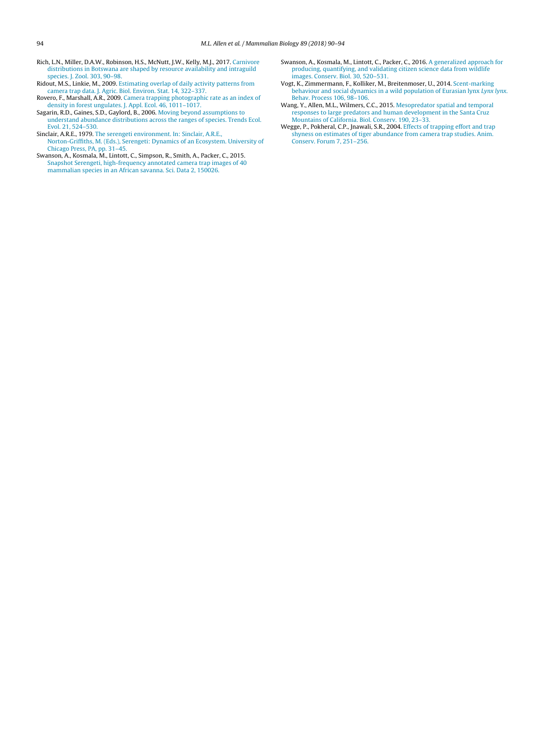Rich, L.N., Miller, D.A.W., Robinson, H.S., McNutt, J.W., Kelly, M.J., 2017. Carnivore distributions in Botswana are shaped by resource availability and intraguild species. J. Zool. 303, 90–98.

Ridout, M.S., Linkie, M., 2009. Estimating overlap of daily activity patterns from camera trap data. J. Agric. Biol. Environ. Stat. 14, 322–337.

Rovero, F., Marshall, A.R., 2009. Camera trapping photographic rate as an index of density in forest ungulates. J. Appl. Ecol. 46, 1011–1017.

Sagarin, R.D., Gaines, S.D., Gaylord, B., 2006. Moving beyond assumptions to understand abundance distributions across the ranges of species. Trends Ecol. Evol. 21, 524–530.

Sinclair, A.R.E., 1979. The serengeti environment. In: Sinclair, A.R.E., Norton-Griffiths, M. (Eds.), Serengeti: Dynamics of an Ecosystem. University of Chicago Press, PA, pp. 31–45.

Swanson, A., Kosmala, M., Lintott, C., Simpson, R., Smith, A., Packer, C., 2015. Snapshot Serengeti, high-frequency annotated camera trap images of 40 mammalian species in an African savanna. Sci. Data 2, 150026.

Swanson, A., Kosmala, M., Lintott, C., Packer, C., 2016. A generalized approach for producing, quantifying, and validating citizen science data from wildlife images. Conserv. Biol. 30, 520–531.

Vogt, K., Zimmermann, F., Kolliker, M., Breitenmoser, U., 2014. Scent-marking behaviour and social dynamics in a wild population of Eurasian lynx *Lynx lynx*. Behav. Process 106, 98–106.

Wang, Y., Allen, M.L., Wilmers, C.C., 2015. Mesopredator spatial and temporal responses to large predators and human development in the Santa Cruz Mountains of California. Biol. Conserv. 190, 23–33.

Wegge, P., Pokheral, C.P., Jnawali, S.R., 2004. Effects of trapping effort and trap shyness on estimates of tiger abundance from camera trap studies. Anim. Conserv. Forum 7, 251–256.